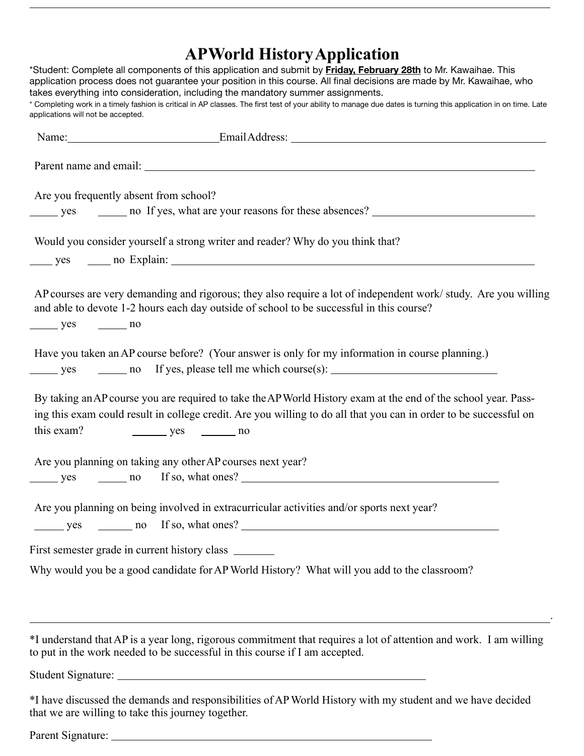# AP World History Application

*Student: Complete all components of this application and submit by **Friday, February 28th** to Mr. Kawaihae. This application process does not guarantee your position in this course. All final decisions are made by Mr. Kawaihae, who takes everything into consideration, including the mandatory summer assignments.

* Completing work in a timely fashion is critical in AP classes. The first test of your ability to manage due dates is turning this application in on time. Late applications will not be accepted.

Name:__________________________ Email Address: ____________________________________________

Parent name and email: _____________________________________________________________________

Are you frequently absent from school?

_____ yes _____ no If yes, what are your reasons for these absences? ____________________________

Would you consider yourself a strong writer and reader? Why do you think that?

____ yes ____ no Explain: ___________________________________________________________________

AP courses are very demanding and rigorous; they also require a lot of independent work/ study. Are you willing and able to devote 1-2 hours each day outside of school to be successful in this course?

_____ yes _____ no

Have you taken an AP course before? (Your answer is only for my information in course planning.)

_____ yes _____ no If yes, please tell me which course(s): ______________________________

By taking an AP course you are required to take the AP World History exam at the end of the school year. Passing this exam could result in college credit. Are you willing to do all that you can in order to be successful on this exam? ______ yes ______ no

Are you planning on taking any other AP courses next year?

_____ yes _____ no If so, what ones? ______________________________________________

Are you planning on being involved in extracurricular activities and/or sports next year?

_____ yes ______ no If so, what ones? ______________________________________________

First semester grade in current history class _______

Why would you be a good candidate for AP World History? What will you add to the classroom?

___________________________________________________________________________________________.

*I understand that AP is a year long, rigorous commitment that requires a lot of attention and work. I am willing to put in the work needed to be successful in this course if I am accepted.

Student Signature: _________________________________________________________

*I have discussed the demands and responsibilities of AP World History with my student and we have decided that we are willing to take this journey together.

Parent Signature: __________________________________________________________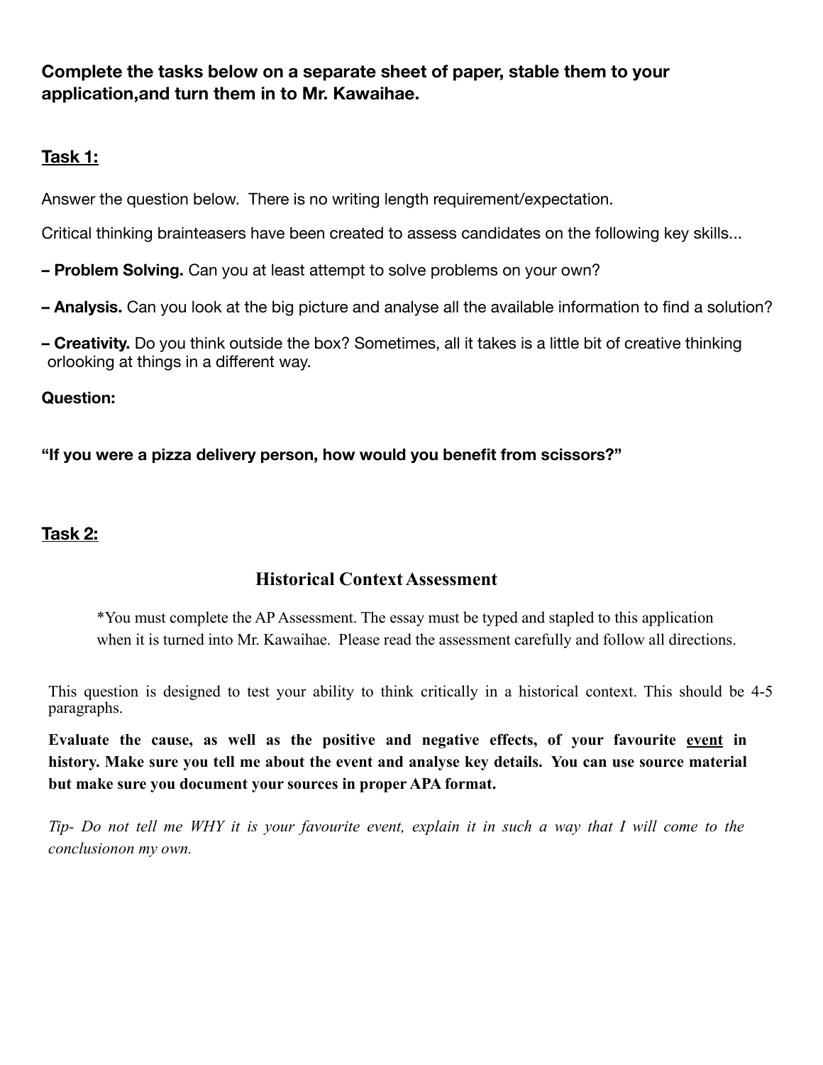**Complete the tasks below on a separate sheet of paper, stable them to your application,and turn them in to Mr. Kawaihae.**

**Task 1:**

Answer the question below. There is no writing length requirement/expectation.

Critical thinking brainteasers have been created to assess candidates on the following key skills...

**– Problem Solving.** Can you at least attempt to solve problems on your own?

**– Analysis.** Can you look at the big picture and analyse all the available information to find a solution?

**– Creativity.** Do you think outside the box? Sometimes, all it takes is a little bit of creative thinking orlooking at things in a different way.

**Question:**

**"If you were a pizza delivery person, how would you benefit from scissors?"**

**Task 2:**

## Historical Context Assessment

*You must complete the AP Assessment. The essay must be typed and stapled to this application when it is turned into Mr. Kawaihae. Please read the assessment carefully and follow all directions.

This question is designed to test your ability to think critically in a historical context. This should be 4-5 paragraphs.

**Evaluate the cause, as well as the positive and negative effects, of your favourite <u>event</u> in history. Make sure you tell me about the event and analyse key details. You can use source material but make sure you document your sources in proper APA format.**

*Tip- Do not tell me WHY it is your favourite event, explain it in such a way that I will come to the conclusionon my own.*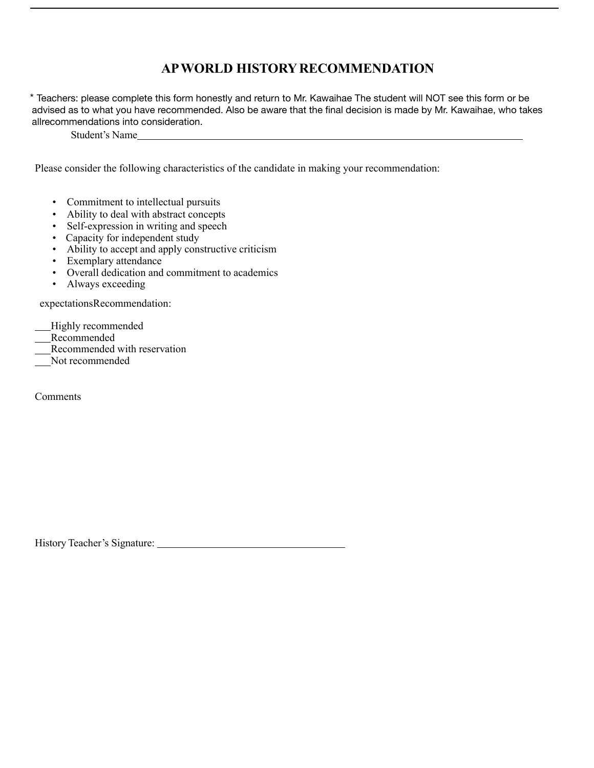# AP WORLD HISTORY RECOMMENDATION

* Teachers: please complete this form honestly and return to Mr. Kawaihae The student will NOT see this form or be advised as to what you have recommended. Also be aware that the final decision is made by Mr. Kawaihae, who takes allrecommendations into consideration.

Student's Name\_\_\_\_\_\_\_\_\_\_\_\_\_\_\_\_\_\_\_\_\_\_\_\_\_\_\_\_\_\_\_\_\_\_\_\_\_\_\_\_\_\_\_\_\_\_\_\_\_\_\_\_\_\_\_\_\_\_\_\_

Please consider the following characteristics of the candidate in making your recommendation:

- Commitment to intellectual pursuits
- Ability to deal with abstract concepts
- Self-expression in writing and speech
- Capacity for independent study
- Ability to accept and apply constructive criticism
- Exemplary attendance
- Overall dedication and commitment to academics
- Always exceeding

expectationsRecommendation:

\_\_\_Highly recommended
\_\_\_Recommended
\_\_\_Recommended with reservation
\_\_\_Not recommended

Comments

History Teacher's Signature: \_\_\_\_\_\_\_\_\_\_\_\_\_\_\_\_\_\_\_\_\_\_\_\_\_\_\_\_\_\_